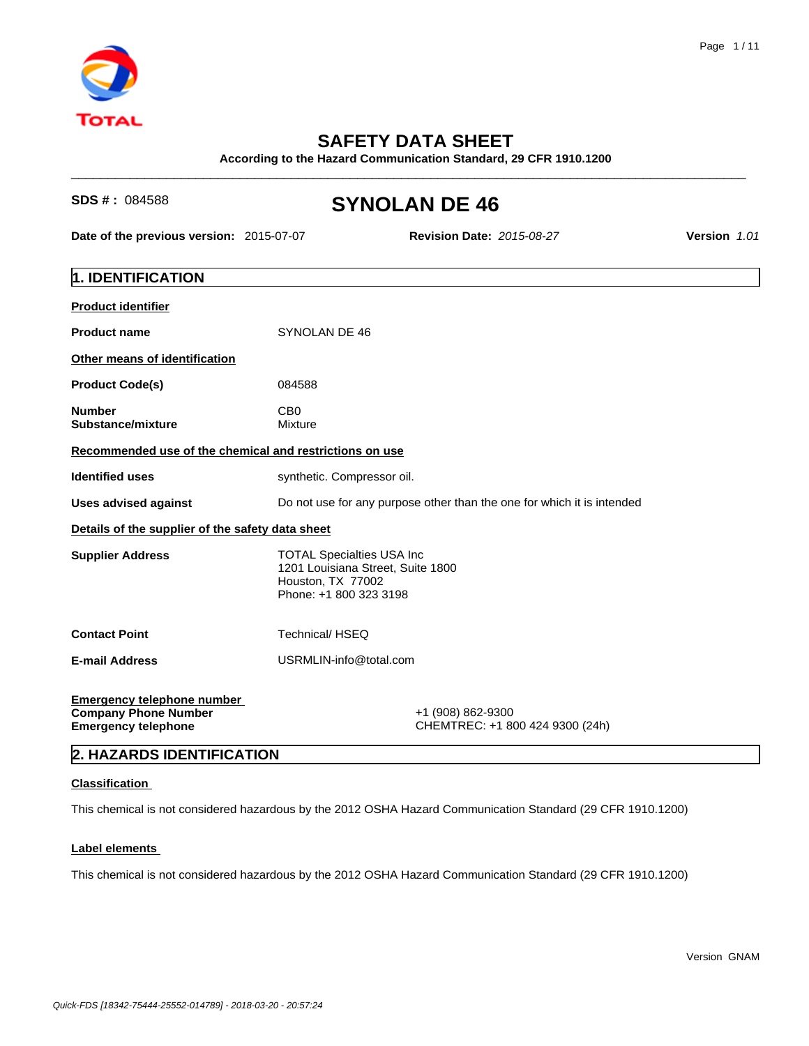# SAFETY DATA SHEET

**According to the Hazard Communication Standard, 29 CFR 1910.1200**

**SDS # :** 084588

# SYNOLAN DE 46

**Date of the previous version:** 2015-07-07 **Revision Date:** *2015-08-27* **Version** *1.01*

## 1. IDENTIFICATION

**Product identifier**

| | |
|---|---|
| **Product name** | SYNOLAN DE 46 |

**Other means of identification**

| | |
|---|---|
| **Product Code(s)** | 084588 |
| **Number** | CB0 |
| **Substance/mixture** | Mixture |

**Recommended use of the chemical and restrictions on use**

| | |
|---|---|
| **Identified uses** | synthetic. Compressor oil. |
| **Uses advised against** | Do not use for any purpose other than the one for which it is intended |

**Details of the supplier of the safety data sheet**

| | |
|---|---|
| **Supplier Address** | TOTAL Specialties USA Inc<br>1201 Louisiana Street, Suite 1800<br>Houston, TX 77002<br>Phone: +1 800 323 3198 |
| **Contact Point** | Technical/ HSEQ |
| **E-mail Address** | USRMLIN-info@total.com |

**Emergency telephone number**

| | |
|---|---|
| **Company Phone Number** | +1 (908) 862-9300 |
| **Emergency telephone** | CHEMTREC: +1 800 424 9300 (24h) |

## 2. HAZARDS IDENTIFICATION

**Classification**

This chemical is not considered hazardous by the 2012 OSHA Hazard Communication Standard (29 CFR 1910.1200)

**Label elements**

This chemical is not considered hazardous by the 2012 OSHA Hazard Communication Standard (29 CFR 1910.1200)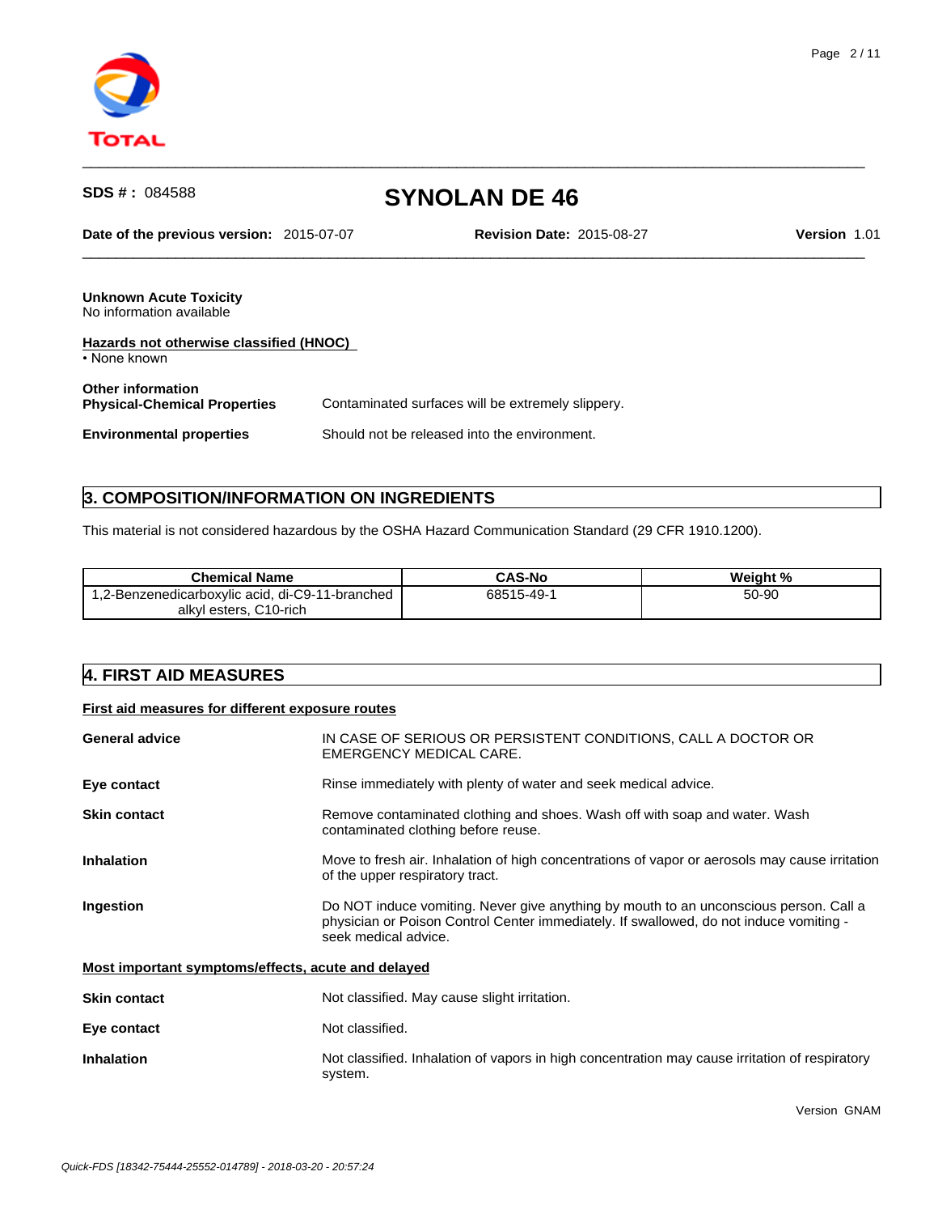**Unknown Acute Toxicity**
No information available

**Hazards not otherwise classified (HNOC)**
• None known

**Other information**

**Physical-Chemical Properties** Contaminated surfaces will be extremely slippery.

**Environmental properties** Should not be released into the environment.

## 3. COMPOSITION/INFORMATION ON INGREDIENTS

This material is not considered hazardous by the OSHA Hazard Communication Standard (29 CFR 1910.1200).

| Chemical Name | CAS-No | Weight % |
| --- | --- | --- |
| 1,2-Benzenedicarboxylic acid, di-C9-11-branched alkyl esters, C10-rich | 68515-49-1 | 50-90 |

## 4. FIRST AID MEASURES

**First aid measures for different exposure routes**

**General advice** IN CASE OF SERIOUS OR PERSISTENT CONDITIONS, CALL A DOCTOR OR EMERGENCY MEDICAL CARE.

**Eye contact** Rinse immediately with plenty of water and seek medical advice.

**Skin contact** Remove contaminated clothing and shoes. Wash off with soap and water. Wash contaminated clothing before reuse.

**Inhalation** Move to fresh air. Inhalation of high concentrations of vapor or aerosols may cause irritation of the upper respiratory tract.

**Ingestion** Do NOT induce vomiting. Never give anything by mouth to an unconscious person. Call a physician or Poison Control Center immediately. If swallowed, do not induce vomiting - seek medical advice.

**Most important symptoms/effects, acute and delayed**

**Skin contact** Not classified. May cause slight irritation.

**Eye contact** Not classified.

**Inhalation** Not classified. Inhalation of vapors in high concentration may cause irritation of respiratory system.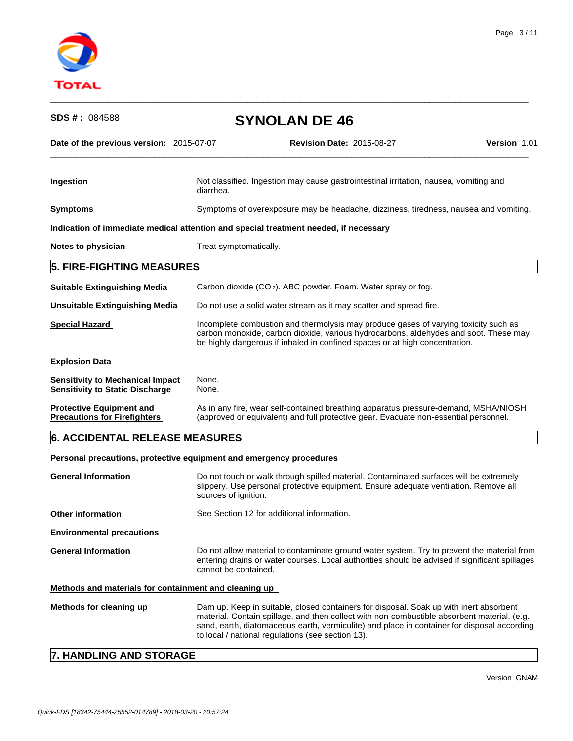**Ingestion** Not classified. Ingestion may cause gastrointestinal irritation, nausea, vomiting and diarrhea.

**Symptoms** Symptoms of overexposure may be headache, dizziness, tiredness, nausea and vomiting.

**Indication of immediate medical attention and special treatment needed, if necessary**

**Notes to physician** Treat symptomatically.

## 5. FIRE-FIGHTING MEASURES

**Suitable Extinguishing Media** Carbon dioxide ($CO_2$). ABC powder. Foam. Water spray or fog.

**Unsuitable Extinguishing Media** Do not use a solid water stream as it may scatter and spread fire.

**Special Hazard** Incomplete combustion and thermolysis may produce gases of varying toxicity such as carbon monoxide, carbon dioxide, various hydrocarbons, aldehydes and soot. These may be highly dangerous if inhaled in confined spaces or at high concentration.

**Explosion Data**

**Sensitivity to Mechanical Impact** None.
**Sensitivity to Static Discharge** None.

**Protective Equipment and Precautions for Firefighters** As in any fire, wear self-contained breathing apparatus pressure-demand, MSHA/NIOSH (approved or equivalent) and full protective gear. Evacuate non-essential personnel.

## 6. ACCIDENTAL RELEASE MEASURES

**Personal precautions, protective equipment and emergency procedures**

**General Information** Do not touch or walk through spilled material. Contaminated surfaces will be extremely slippery. Use personal protective equipment. Ensure adequate ventilation. Remove all sources of ignition.

**Other information** See Section 12 for additional information.

**Environmental precautions**

**General Information** Do not allow material to contaminate ground water system. Try to prevent the material from entering drains or water courses. Local authorities should be advised if significant spillages cannot be contained.

**Methods and materials for containment and cleaning up**

**Methods for cleaning up** Dam up. Keep in suitable, closed containers for disposal. Soak up with inert absorbent material. Contain spillage, and then collect with non-combustible absorbent material, (e.g. sand, earth, diatomaceous earth, vermiculite) and place in container for disposal according to local / national regulations (see section 13).

## 7. HANDLING AND STORAGE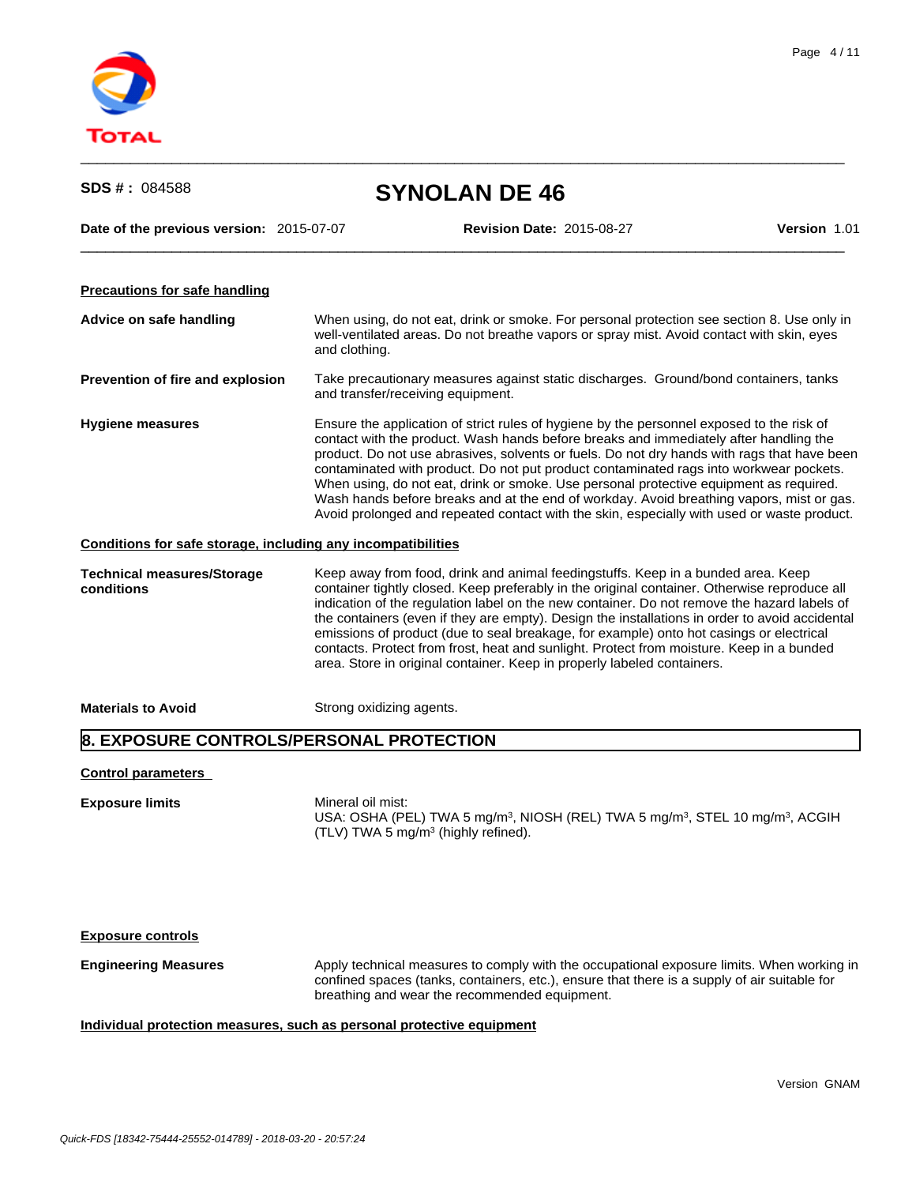**Precautions for safe handling**

**Advice on safe handling**
When using, do not eat, drink or smoke. For personal protection see section 8. Use only in well-ventilated areas. Do not breathe vapors or spray mist. Avoid contact with skin, eyes and clothing.

**Prevention of fire and explosion**
Take precautionary measures against static discharges. Ground/bond containers, tanks and transfer/receiving equipment.

**Hygiene measures**
Ensure the application of strict rules of hygiene by the personnel exposed to the risk of contact with the product. Wash hands before breaks and immediately after handling the product. Do not use abrasives, solvents or fuels. Do not dry hands with rags that have been contaminated with product. Do not put product contaminated rags into workwear pockets. When using, do not eat, drink or smoke. Use personal protective equipment as required. Wash hands before breaks and at the end of workday. Avoid breathing vapors, mist or gas. Avoid prolonged and repeated contact with the skin, especially with used or waste product.

**Conditions for safe storage, including any incompatibilities**

**Technical measures/Storage conditions**
Keep away from food, drink and animal feedingstuffs. Keep in a bunded area. Keep container tightly closed. Keep preferably in the original container. Otherwise reproduce all indication of the regulation label on the new container. Do not remove the hazard labels of the containers (even if they are empty). Design the installations in order to avoid accidental emissions of product (due to seal breakage, for example) onto hot casings or electrical contacts. Protect from frost, heat and sunlight. Protect from moisture. Keep in a bunded area. Store in original container. Keep in properly labeled containers.

**Materials to Avoid**
Strong oxidizing agents.

## 8. EXPOSURE CONTROLS/PERSONAL PROTECTION

**Control parameters**

**Exposure limits**
Mineral oil mist:
USA: OSHA (PEL) TWA 5 mg/m³, NIOSH (REL) TWA 5 mg/m³, STEL 10 mg/m³, ACGIH (TLV) TWA 5 mg/m³ (highly refined).

**Exposure controls**

**Engineering Measures**
Apply technical measures to comply with the occupational exposure limits. When working in confined spaces (tanks, containers, etc.), ensure that there is a supply of air suitable for breathing and wear the recommended equipment.

**Individual protection measures, such as personal protective equipment**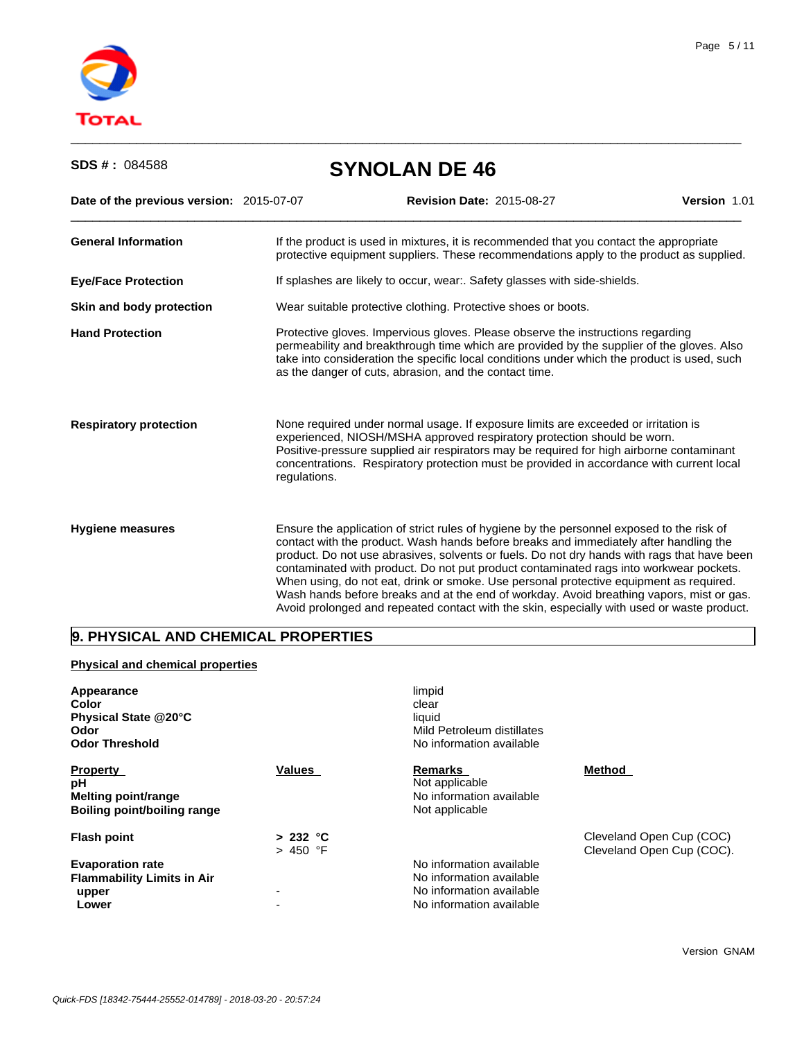**SDS # :** 084588

# SYNOLAN DE 46

**Date of the previous version:** 2015-07-07 **Revision Date:** 2015-08-27 **Version** 1.01

| | |
|---|---|
| **General Information** | If the product is used in mixtures, it is recommended that you contact the appropriate protective equipment suppliers. These recommendations apply to the product as supplied. |
| **Eye/Face Protection** | If splashes are likely to occur, wear:. Safety glasses with side-shields. |
| **Skin and body protection** | Wear suitable protective clothing. Protective shoes or boots. |
| **Hand Protection** | Protective gloves. Impervious gloves. Please observe the instructions regarding permeability and breakthrough time which are provided by the supplier of the gloves. Also take into consideration the specific local conditions under which the product is used, such as the danger of cuts, abrasion, and the contact time. |
| **Respiratory protection** | None required under normal usage. If exposure limits are exceeded or irritation is experienced, NIOSH/MSHA approved respiratory protection should be worn. Positive-pressure supplied air respirators may be required for high airborne contaminant concentrations. Respiratory protection must be provided in accordance with current local regulations. |
| **Hygiene measures** | Ensure the application of strict rules of hygiene by the personnel exposed to the risk of contact with the product. Wash hands before breaks and immediately after handling the product. Do not use abrasives, solvents or fuels. Do not dry hands with rags that have been contaminated with product. Do not put product contaminated rags into workwear pockets. When using, do not eat, drink or smoke. Use personal protective equipment as required. Wash hands before breaks and at the end of workday. Avoid breathing vapors, mist or gas. Avoid prolonged and repeated contact with the skin, especially with used or waste product. |

## 9. PHYSICAL AND CHEMICAL PROPERTIES

**Physical and chemical properties**

| | |
|---|---|
| **Appearance** | limpid |
| **Color** | clear |
| **Physical State @20°C** | liquid |
| **Odor** | Mild Petroleum distillates |
| **Odor Threshold** | No information available |

| Property | Values | Remarks | Method |
|---|---|---|---|
| **pH** | | Not applicable | |
| **Melting point/range** | | No information available | |
| **Boiling point/boiling range** | | Not applicable | |
| **Flash point** | **> 232 °C** | | Cleveland Open Cup (COC) |
| | > 450 °F | | Cleveland Open Cup (COC). |
| **Evaporation rate** | | No information available | |
| **Flammability Limits in Air** | | No information available | |
| **upper** | - | No information available | |
| **Lower** | - | No information available | |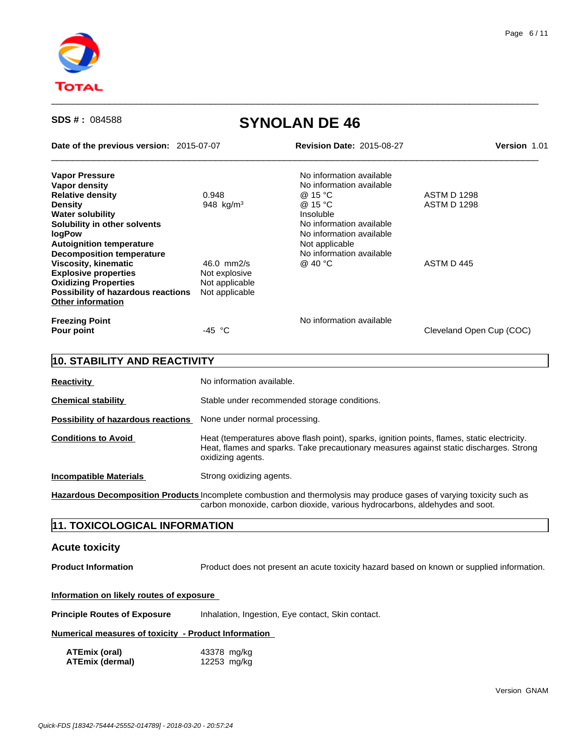**SDS # :** 084588

# SYNOLAN DE 46

**Date of the previous version:** 2015-07-07 **Revision Date:** 2015-08-27 **Version** 1.01

| | | | |
|---|---|---|---|
| **Vapor Pressure** | | No information available | |
| **Vapor density** | | No information available | |
| **Relative density** | 0.948 | @ 15 °C | ASTM D 1298 |
| **Density** | 948 kg/m³ | @ 15 °C | ASTM D 1298 |
| **Water solubility** | | Insoluble | |
| **Solubility in other solvents** | | No information available | |
| **logPow** | | No information available | |
| **Autoignition temperature** | | Not applicable | |
| **Decomposition temperature** | | No information available | |
| **Viscosity, kinematic** | 46.0 mm2/s | @ 40 °C | ASTM D 445 |
| **Explosive properties** | Not explosive | | |
| **Oxidizing Properties** | Not applicable | | |
| **Possibility of hazardous reactions** | Not applicable | | |

**Other information**

| | | | |
|---|---|---|---|
| **Freezing Point** | | No information available | |
| **Pour point** | -45 °C | | Cleveland Open Cup (COC) |

## 10. STABILITY AND REACTIVITY

**Reactivity** No information available.

**Chemical stability** Stable under recommended storage conditions.

**Possibility of hazardous reactions** None under normal processing.

**Conditions to Avoid** Heat (temperatures above flash point), sparks, ignition points, flames, static electricity. Heat, flames and sparks. Take precautionary measures against static discharges. Strong oxidizing agents.

**Incompatible Materials** Strong oxidizing agents.

**Hazardous Decomposition Products** Incomplete combustion and thermolysis may produce gases of varying toxicity such as carbon monoxide, carbon dioxide, various hydrocarbons, aldehydes and soot.

## 11. TOXICOLOGICAL INFORMATION

### Acute toxicity

**Product Information** Product does not present an acute toxicity hazard based on known or supplied information.

**Information on likely routes of exposure**

**Principle Routes of Exposure** Inhalation, Ingestion, Eye contact, Skin contact.

**Numerical measures of toxicity - Product Information**

| | |
|---|---|
| **ATEmix (oral)** | 43378 mg/kg |
| **ATEmix (dermal)** | 12253 mg/kg |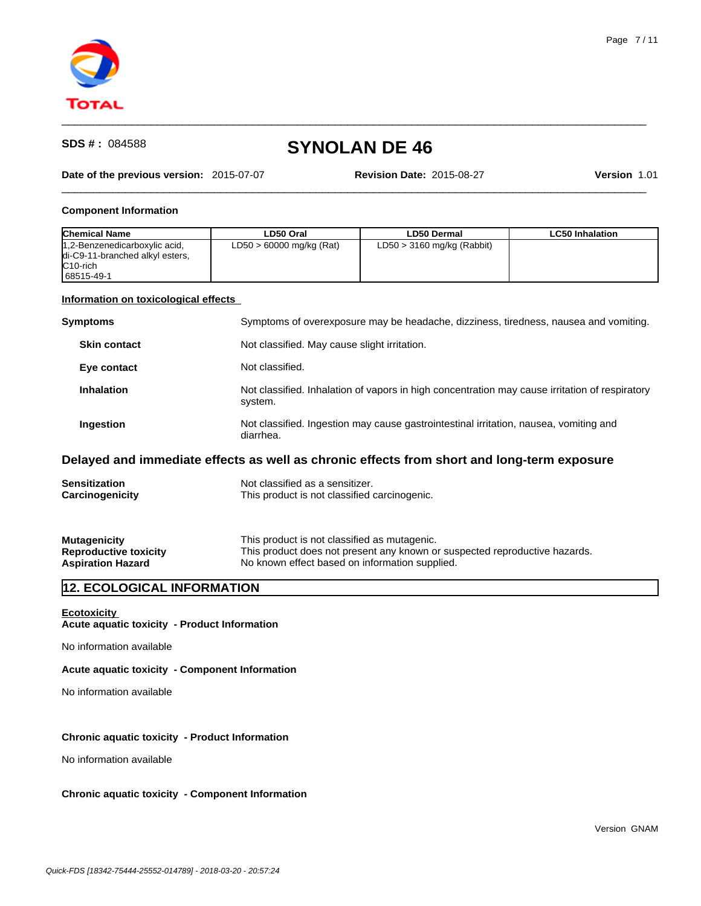**SDS # :** 084588

# SYNOLAN DE 46

**Date of the previous version:** 2015-07-07 **Revision Date:** 2015-08-27 **Version** 1.01

### Component Information

| Chemical Name | LD50 Oral | LD50 Dermal | LC50 Inhalation |
|---|---|---|---|
| 1,2-Benzenedicarboxylic acid, di-C9-11-branched alkyl esters, C10-rich<br>68515-49-1 | LD50 > 60000 mg/kg (Rat) | LD50 > 3160 mg/kg (Rabbit) | |

### Information on toxicological effects

**Symptoms** Symptoms of overexposure may be headache, dizziness, tiredness, nausea and vomiting.

**Skin contact** Not classified. May cause slight irritation.

**Eye contact** Not classified.

**Inhalation** Not classified. Inhalation of vapors in high concentration may cause irritation of respiratory system.

**Ingestion** Not classified. Ingestion may cause gastrointestinal irritation, nausea, vomiting and diarrhea.

## Delayed and immediate effects as well as chronic effects from short and long-term exposure

**Sensitization** Not classified as a sensitizer.
**Carcinogenicity** This product is not classified carcinogenic.

**Mutagenicity** This product is not classified as mutagenic.
**Reproductive toxicity** This product does not present any known or suspected reproductive hazards.
**Aspiration Hazard** No known effect based on information supplied.

## 12. ECOLOGICAL INFORMATION

### Ecotoxicity

**Acute aquatic toxicity - Product Information**

No information available

**Acute aquatic toxicity - Component Information**

No information available

**Chronic aquatic toxicity - Product Information**

No information available

**Chronic aquatic toxicity - Component Information**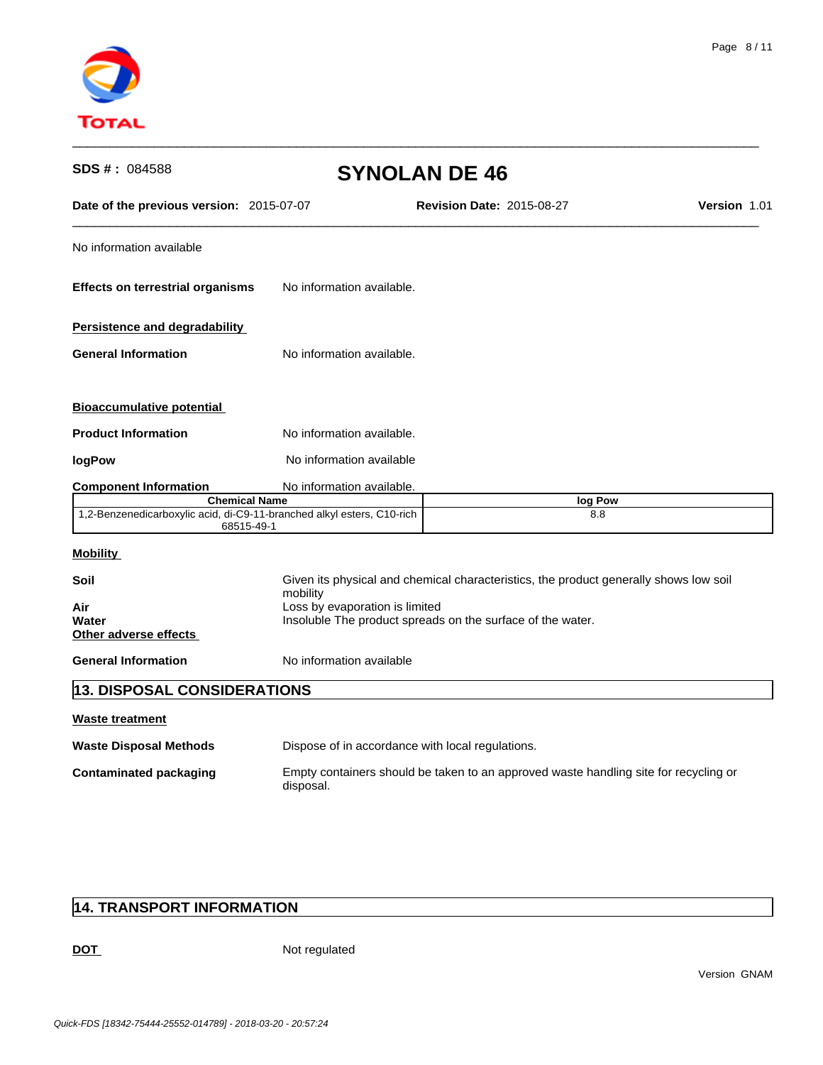No information available

**Effects on terrestrial organisms** No information available.

**Persistence and degradability**

**General Information** No information available.

**Bioaccumulative potential**

**Product Information** No information available.

**logPow** No information available

**Component Information** No information available.

| Chemical Name | log Pow |
|---|---|
| 1,2-Benzenedicarboxylic acid, di-C9-11-branched alkyl esters, C10-rich 68515-49-1 | 8.8 |

**Mobility**

**Soil** Given its physical and chemical characteristics, the product generally shows low soil mobility

**Air** Loss by evaporation is limited

**Water** Insoluble The product spreads on the surface of the water.

**Other adverse effects**

**General Information** No information available

## 13. DISPOSAL CONSIDERATIONS

**Waste treatment**

**Waste Disposal Methods** Dispose of in accordance with local regulations.

**Contaminated packaging** Empty containers should be taken to an approved waste handling site for recycling or disposal.

## 14. TRANSPORT INFORMATION

**DOT** Not regulated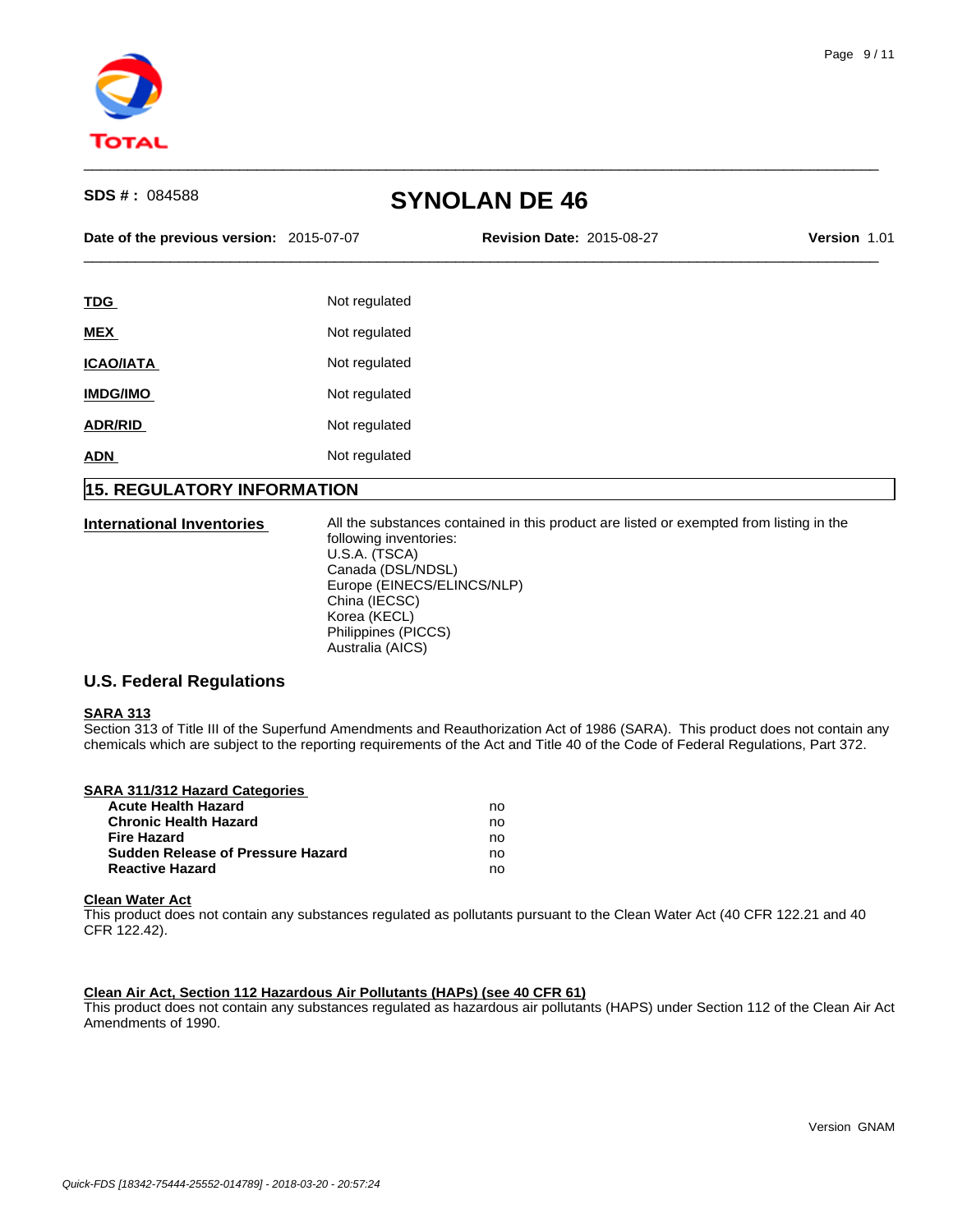| | |
|---|---|
| **TDG** | Not regulated |
| **MEX** | Not regulated |
| **ICAO/IATA** | Not regulated |
| **IMDG/IMO** | Not regulated |
| **ADR/RID** | Not regulated |
| **ADN** | Not regulated |

## 15. REGULATORY INFORMATION

**International Inventories**

All the substances contained in this product are listed or exempted from listing in the following inventories:
U.S.A. (TSCA)
Canada (DSL/NDSL)
Europe (EINECS/ELINCS/NLP)
China (IECSC)
Korea (KECL)
Philippines (PICCS)
Australia (AICS)

### U.S. Federal Regulations

**SARA 313**

Section 313 of Title III of the Superfund Amendments and Reauthorization Act of 1986 (SARA). This product does not contain any chemicals which are subject to the reporting requirements of the Act and Title 40 of the Code of Federal Regulations, Part 372.

**SARA 311/312 Hazard Categories**

| | |
|---|---|
| **Acute Health Hazard** | no |
| **Chronic Health Hazard** | no |
| **Fire Hazard** | no |
| **Sudden Release of Pressure Hazard** | no |
| **Reactive Hazard** | no |

**Clean Water Act**

This product does not contain any substances regulated as pollutants pursuant to the Clean Water Act (40 CFR 122.21 and 40 CFR 122.42).

**Clean Air Act, Section 112 Hazardous Air Pollutants (HAPs) (see 40 CFR 61)**

This product does not contain any substances regulated as hazardous air pollutants (HAPS) under Section 112 of the Clean Air Act Amendments of 1990.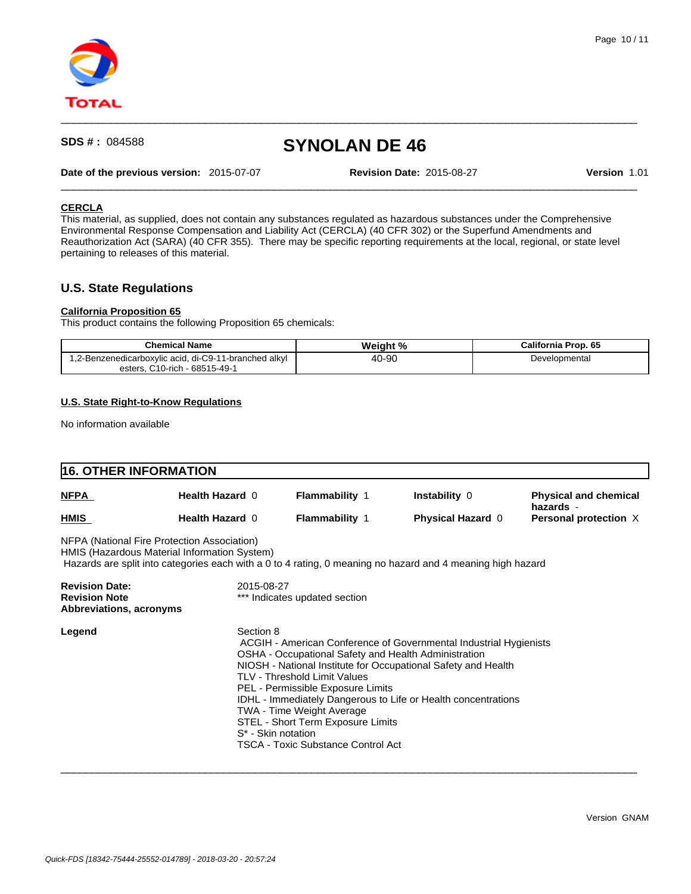**SDS # :** 084588

# SYNOLAN DE 46

**Date of the previous version:** 2015-07-07 **Revision Date:** 2015-08-27 **Version** 1.01

### CERCLA

This material, as supplied, does not contain any substances regulated as hazardous substances under the Comprehensive Environmental Response Compensation and Liability Act (CERCLA) (40 CFR 302) or the Superfund Amendments and Reauthorization Act (SARA) (40 CFR 355). There may be specific reporting requirements at the local, regional, or state level pertaining to releases of this material.

## U.S. State Regulations

### California Proposition 65

This product contains the following Proposition 65 chemicals:

| Chemical Name | Weight % | California Prop. 65 |
|---|---|---|
| 1,2-Benzenedicarboxylic acid, di-C9-11-branched alkyl esters, C10-rich - 68515-49-1 | 40-90 | Developmental |

### U.S. State Right-to-Know Regulations

No information available

## 16. OTHER INFORMATION

| | | | | |
|---|---|---|---|---|
| **NFPA** | **Health Hazard** 0 | **Flammability** 1 | **Instability** 0 | **Physical and chemical hazards** - |
| **HMIS** | **Health Hazard** 0 | **Flammability** 1 | **Physical Hazard** 0 | **Personal protection** X |

NFPA (National Fire Protection Association)
HMIS (Hazardous Material Information System)
Hazards are split into categories each with a 0 to 4 rating, 0 meaning no hazard and 4 meaning high hazard

**Revision Date:** 2015-08-27
**Revision Note** *** Indicates updated section
**Abbreviations, acronyms**

**Legend** Section 8
ACGIH - American Conference of Governmental Industrial Hygienists
OSHA - Occupational Safety and Health Administration
NIOSH - National Institute for Occupational Safety and Health
TLV - Threshold Limit Values
PEL - Permissible Exposure Limits
IDHL - Immediately Dangerous to Life or Health concentrations
TWA - Time Weight Average
STEL - Short Term Exposure Limits
S* - Skin notation
TSCA - Toxic Substance Control Act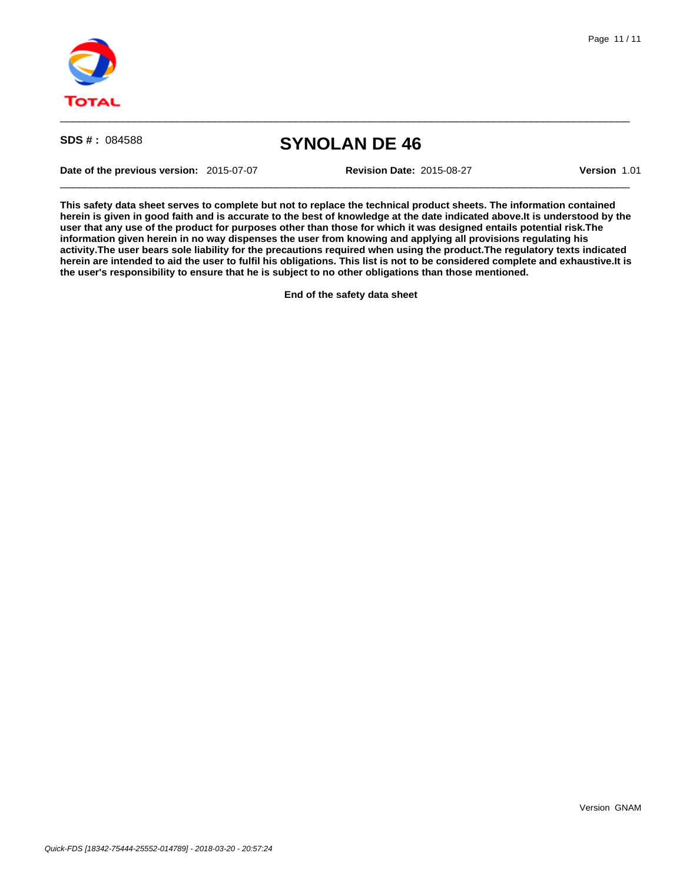**This safety data sheet serves to complete but not to replace the technical product sheets. The information contained herein is given in good faith and is accurate to the best of knowledge at the date indicated above.It is understood by the user that any use of the product for purposes other than those for which it was designed entails potential risk.The information given herein in no way dispenses the user from knowing and applying all provisions regulating his activity.The user bears sole liability for the precautions required when using the product.The regulatory texts indicated herein are intended to aid the user to fulfil his obligations. This list is not to be considered complete and exhaustive.It is the user's responsibility to ensure that he is subject to no other obligations than those mentioned.**

**End of the safety data sheet**